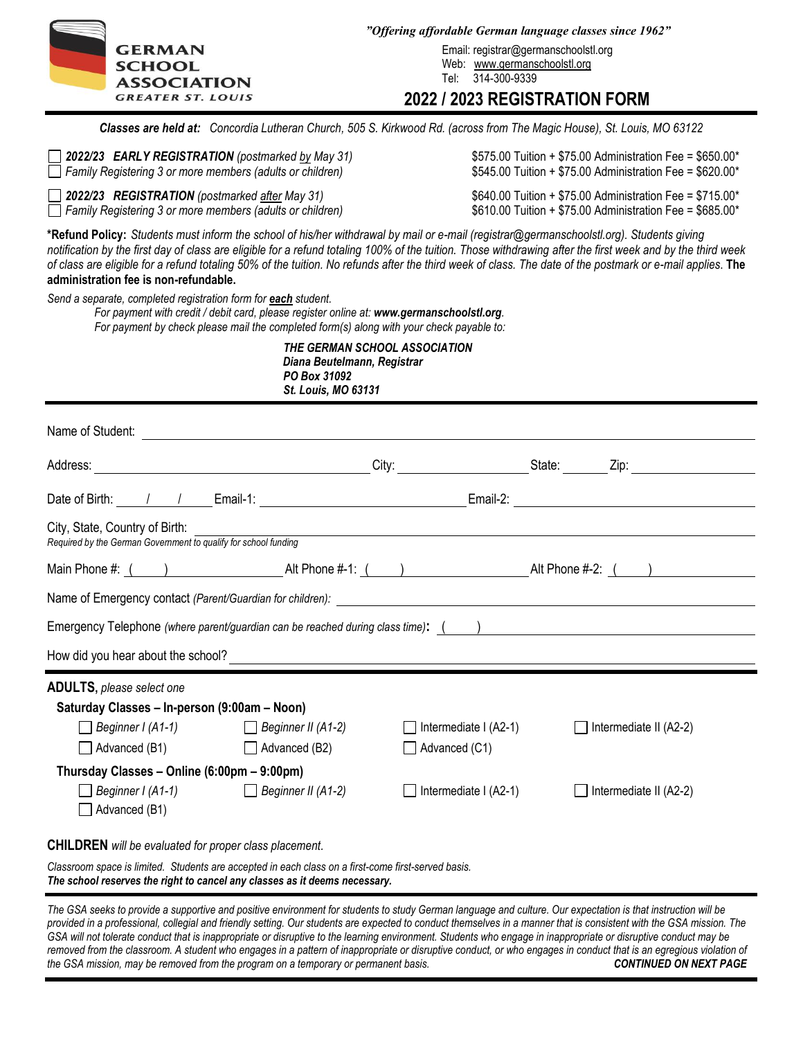**GERMAN SCHOOL ASSOCIATION**
*GREATER ST. LOUIS*

***"Offering affordable German language classes since 1962"***

Email: registrar@germanschoolstl.org
Web: www.germanschoolstl.org
Tel: 314-300-9339

# 2022 / 2023 REGISTRATION FORM

***Classes are held at:*** *Concordia Lutheran Church, 505 S. Kirkwood Rd. (across from The Magic House), St. Louis, MO 63122*

| | |
|---|---|
| ☐ ***2022/23 EARLY REGISTRATION*** *(postmarked by May 31)* | $575.00 Tuition + $75.00 Administration Fee = $650.00* |
| ☐ *Family Registering 3 or more members (adults or children)* | $545.00 Tuition + $75.00 Administration Fee = $620.00* |
| ☐ ***2022/23 REGISTRATION*** *(postmarked after May 31)* | $640.00 Tuition + $75.00 Administration Fee = $715.00* |
| ☐ *Family Registering 3 or more members (adults or children)* | $610.00 Tuition + $75.00 Administration Fee = $685.00* |

***Refund Policy:** *Students must inform the school of his/her withdrawal by mail or e-mail (registrar@germanschoolstl.org). Students giving notification by the first day of class are eligible for a refund totaling 100% of the tuition. Those withdrawing after the first week and by the third week of class are eligible for a refund totaling 50% of the tuition. No refunds after the third week of class. The date of the postmark or e-mail applies.* **The administration fee is non-refundable.**

*Send a separate, completed registration form for **each** student.*
*For payment with credit / debit card, please register online at: **www.germanschoolstl.org**.*
*For payment by check please mail the completed form(s) along with your check payable to:*

***THE GERMAN SCHOOL ASSOCIATION***
***Diana Beutelmann, Registrar***
***PO Box 31092***
***St. Louis, MO 63131***

---

Name of Student: ______________________________________________

Address: ____________________ City: ____________ State: ______ Zip: __________

Date of Birth: ___ / ___ / ___ Email-1: ____________________ Email-2: ____________________

City, State, Country of Birth: ______________________________________________
*Required by the German Government to qualify for school funding*

Main Phone #: ( ) __________ Alt Phone #-1: ( ) __________ Alt Phone #-2: ( ) __________

Name of Emergency contact *(Parent/Guardian for children):* ______________________________

Emergency Telephone *(where parent/guardian can be reached during class time)***:** ( ) __________

How did you hear about the school? ______________________________________________

---

**ADULTS**, *please select one*

**Saturday Classes – In-person (9:00am – Noon)**

- ☐ *Beginner I (A1-1)*
- ☐ *Beginner II (A1-2)*
- ☐ Intermediate I (A2-1)
- ☐ Intermediate II (A2-2)
- ☐ Advanced (B1)
- ☐ Advanced (B2)
- ☐ Advanced (C1)

**Thursday Classes – Online (6:00pm – 9:00pm)**

- ☐ *Beginner I (A1-1)*
- ☐ *Beginner II (A1-2)*
- ☐ Intermediate I (A2-1)
- ☐ Intermediate II (A2-2)
- ☐ Advanced (B1)

**CHILDREN** *will be evaluated for proper class placement.*

*Classroom space is limited. Students are accepted in each class on a first-come first-served basis.*
***The school reserves the right to cancel any classes as it deems necessary.***

---

*The GSA seeks to provide a supportive and positive environment for students to study German language and culture. Our expectation is that instruction will be provided in a professional, collegial and friendly setting. Our students are expected to conduct themselves in a manner that is consistent with the GSA mission. The GSA will not tolerate conduct that is inappropriate or disruptive to the learning environment. Students who engage in inappropriate or disruptive conduct may be removed from the classroom. A student who engages in a pattern of inappropriate or disruptive conduct, or who engages in conduct that is an egregious violation of the GSA mission, may be removed from the program on a temporary or permanent basis.*

***CONTINUED ON NEXT PAGE***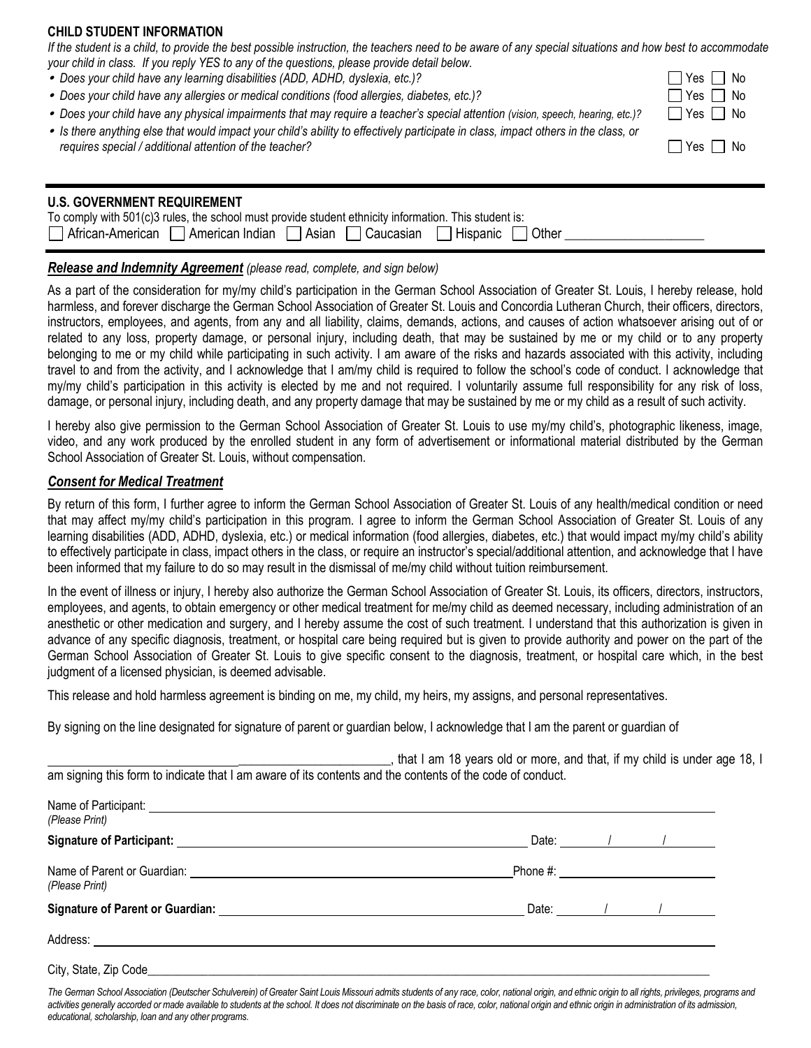**CHILD STUDENT INFORMATION**

*If the student is a child, to provide the best possible instruction, the teachers need to be aware of any special situations and how best to accommodate your child in class. If you reply YES to any of the questions, please provide detail below.*

- *Does your child have any learning disabilities (ADD, ADHD, dyslexia, etc.)?* ☐ Yes ☐ No
- *Does your child have any allergies or medical conditions (food allergies, diabetes, etc.)?* ☐ Yes ☐ No
- *Does your child have any physical impairments that may require a teacher's special attention (vision, speech, hearing, etc.)?* ☐ Yes ☐ No
- *Is there anything else that would impact your child's ability to effectively participate in class, impact others in the class, or requires special / additional attention of the teacher?* ☐ Yes ☐ No

**U.S. GOVERNMENT REQUIREMENT**

To comply with 501(c)3 rules, the school must provide student ethnicity information. This student is:

☐ African-American ☐ American Indian ☐ Asian ☐ Caucasian ☐ Hispanic ☐ Other ____________________

***Release and Indemnity Agreement*** *(please read, complete, and sign below)*

As a part of the consideration for my/my child's participation in the German School Association of Greater St. Louis, I hereby release, hold harmless, and forever discharge the German School Association of Greater St. Louis and Concordia Lutheran Church, their officers, directors, instructors, employees, and agents, from any and all liability, claims, demands, actions, and causes of action whatsoever arising out of or related to any loss, property damage, or personal injury, including death, that may be sustained by me or my child or to any property belonging to me or my child while participating in such activity. I am aware of the risks and hazards associated with this activity, including travel to and from the activity, and I acknowledge that I am/my child is required to follow the school's code of conduct. I acknowledge that my/my child's participation in this activity is elected by me and not required. I voluntarily assume full responsibility for any risk of loss, damage, or personal injury, including death, and any property damage that may be sustained by me or my child as a result of such activity.

I hereby also give permission to the German School Association of Greater St. Louis to use my/my child's, photographic likeness, image, video, and any work produced by the enrolled student in any form of advertisement or informational material distributed by the German School Association of Greater St. Louis, without compensation.

***Consent for Medical Treatment***

By return of this form, I further agree to inform the German School Association of Greater St. Louis of any health/medical condition or need that may affect my/my child's participation in this program. I agree to inform the German School Association of Greater St. Louis of any learning disabilities (ADD, ADHD, dyslexia, etc.) or medical information (food allergies, diabetes, etc.) that would impact my/my child's ability to effectively participate in class, impact others in the class, or require an instructor's special/additional attention, and acknowledge that I have been informed that my failure to do so may result in the dismissal of me/my child without tuition reimbursement.

In the event of illness or injury, I hereby also authorize the German School Association of Greater St. Louis, its officers, directors, instructors, employees, and agents, to obtain emergency or other medical treatment for me/my child as deemed necessary, including administration of an anesthetic or other medication and surgery, and I hereby assume the cost of such treatment. I understand that this authorization is given in advance of any specific diagnosis, treatment, or hospital care being required but is given to provide authority and power on the part of the German School Association of Greater St. Louis to give specific consent to the diagnosis, treatment, or hospital care which, in the best judgment of a licensed physician, is deemed advisable.

This release and hold harmless agreement is binding on me, my child, my heirs, my assigns, and personal representatives.

By signing on the line designated for signature of parent or guardian below, I acknowledge that I am the parent or guardian of

______________________________________________________, that I am 18 years old or more, and that, if my child is under age 18, I am signing this form to indicate that I am aware of its contents and the contents of the code of conduct.

Name of Participant: ________________________________________
*(Please Print)*

**Signature of Participant:** ________________________________________ Date: ____ / ____ / ____

Name of Parent or Guardian: ________________________________________ Phone #: ____________________
*(Please Print)*

**Signature of Parent or Guardian:** ________________________________________ Date: ____ / ____ / ____

Address: ________________________________________

City, State, Zip Code________________________________________

*The German School Association (Deutscher Schulverein) of Greater Saint Louis Missouri admits students of any race, color, national origin, and ethnic origin to all rights, privileges, programs and activities generally accorded or made available to students at the school. It does not discriminate on the basis of race, color, national origin and ethnic origin in administration of its admission, educational, scholarship, loan and any other programs.*